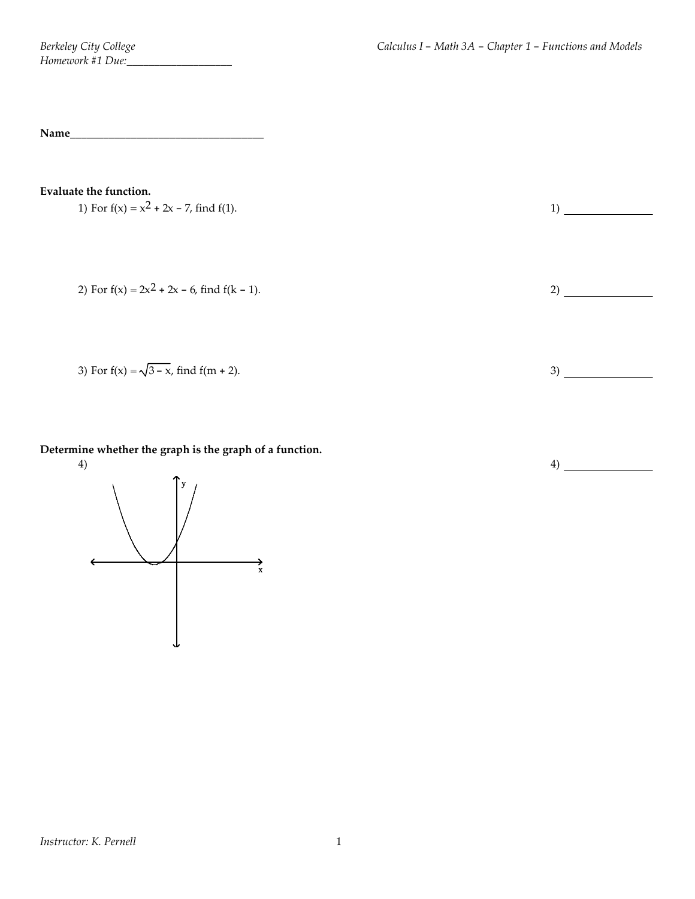Berkeley City College

Homework #1 Due:___________________

Calculus I – Math 3A – Chapter 1 – Functions and Models

**Name**___________________________________

**Evaluate the function.**

1) For $f(x) = x^2 + 2x - 7$, find $f(1)$. 1) _______________

2) For $f(x) = 2x^2 + 2x - 6$, find $f(k - 1)$. 2) _______________

3) For $f(x) = \sqrt{3 - x}$, find $f(m + 2)$. 3) _______________

**Determine whether the graph is the graph of a function.**

4) 4) _______________

Instructor: K. Pernell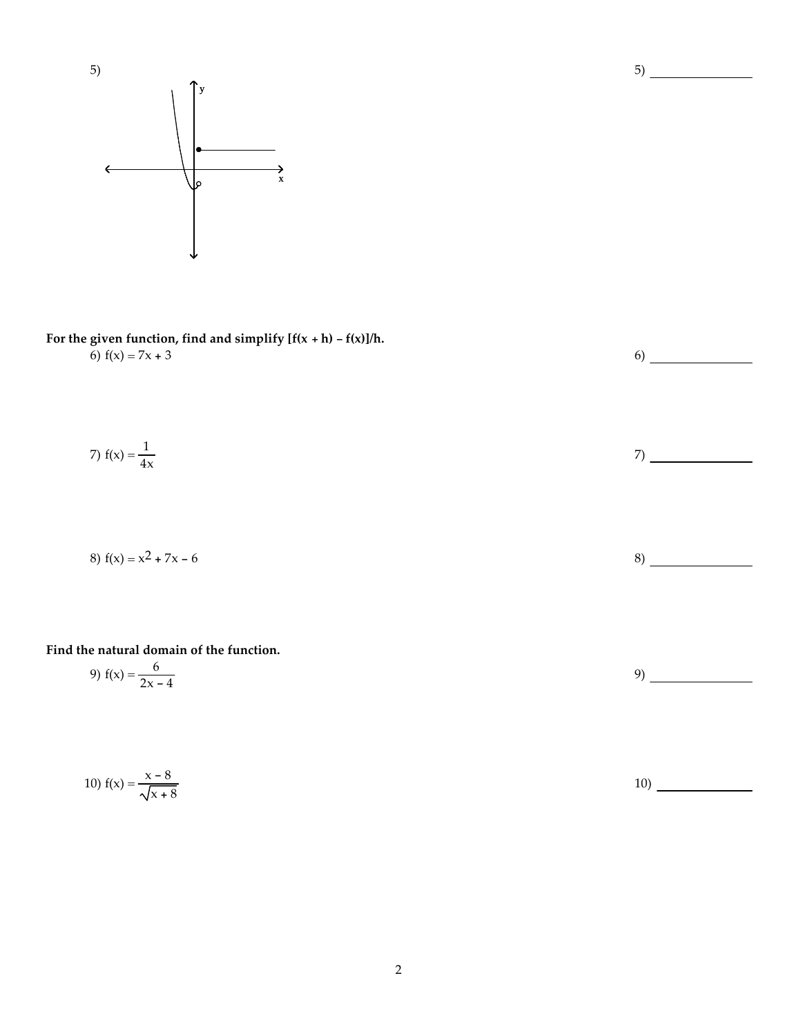5)

5) ________________

**For the given function, find and simplify [f(x + h) – f(x)]/h.**

6) $f(x) = 7x + 3$

6) ________________

7) $f(x) = \dfrac{1}{4x}$

7) ________________

8) $f(x) = x^2 + 7x - 6$

8) ________________

**Find the natural domain of the function.**

9) $f(x) = \dfrac{6}{2x - 4}$

9) ________________

10) $f(x) = \dfrac{x - 8}{\sqrt{x + 8}}$

10) ________________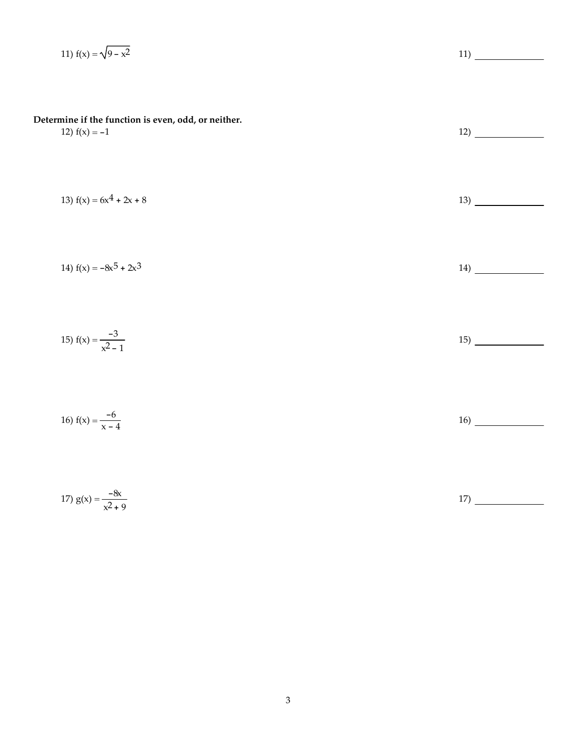11) $f(x) = \sqrt{9 - x^2}$ 11) ______________

**Determine if the function is even, odd, or neither.**

12) $f(x) = -1$ 12) ______________

13) $f(x) = 6x^4 + 2x + 8$ 13) ______________

14) $f(x) = -8x^5 + 2x^3$ 14) ______________

15) $f(x) = \dfrac{-3}{x^2 - 1}$ 15) ______________

16) $f(x) = \dfrac{-6}{x - 4}$ 16) ______________

17) $g(x) = \dfrac{-8x}{x^2 + 9}$ 17) ______________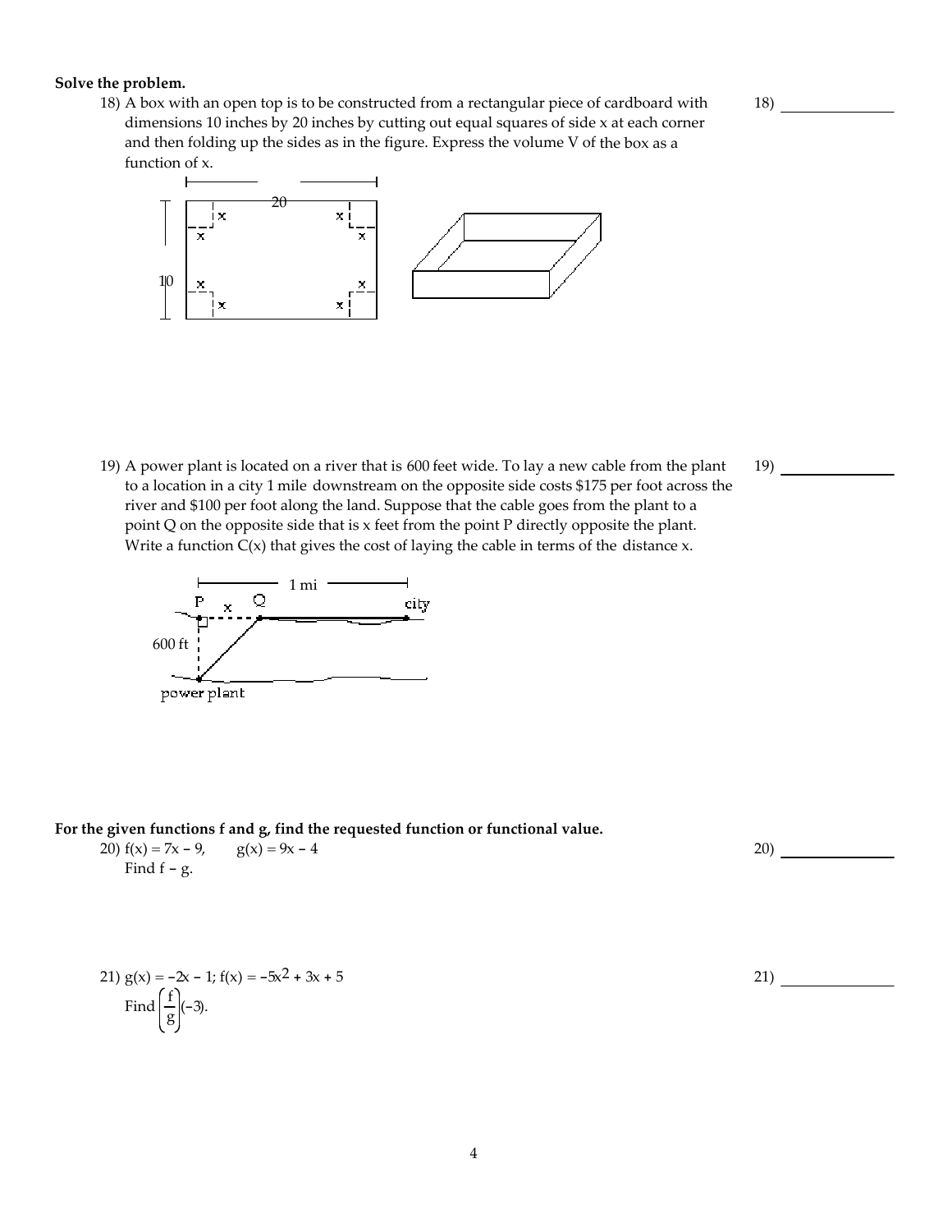**Solve the problem.**

18) A box with an open top is to be constructed from a rectangular piece of cardboard with dimensions 10 inches by 20 inches by cutting out equal squares of side x at each corner and then folding up the sides as in the figure. Express the volume V of the box as a function of x.

18) _______________

19) A power plant is located on a river that is 600 feet wide. To lay a new cable from the plant to a location in a city 1 mile downstream on the opposite side costs \$175 per foot across the river and \$100 per foot along the land. Suppose that the cable goes from the plant to a point Q on the opposite side that is x feet from the point P directly opposite the plant. Write a function C(x) that gives the cost of laying the cable in terms of the distance x.

19) _______________

**For the given functions f and g, find the requested function or functional value.**

20) $f(x) = 7x - 9, \quad g(x) = 9x - 4$
Find $f - g$.

20) _______________

21) $g(x) = -2x - 1$; $f(x) = -5x^2 + 3x + 5$
Find $\left(\frac{f}{g}\right)(-3)$.

21) _______________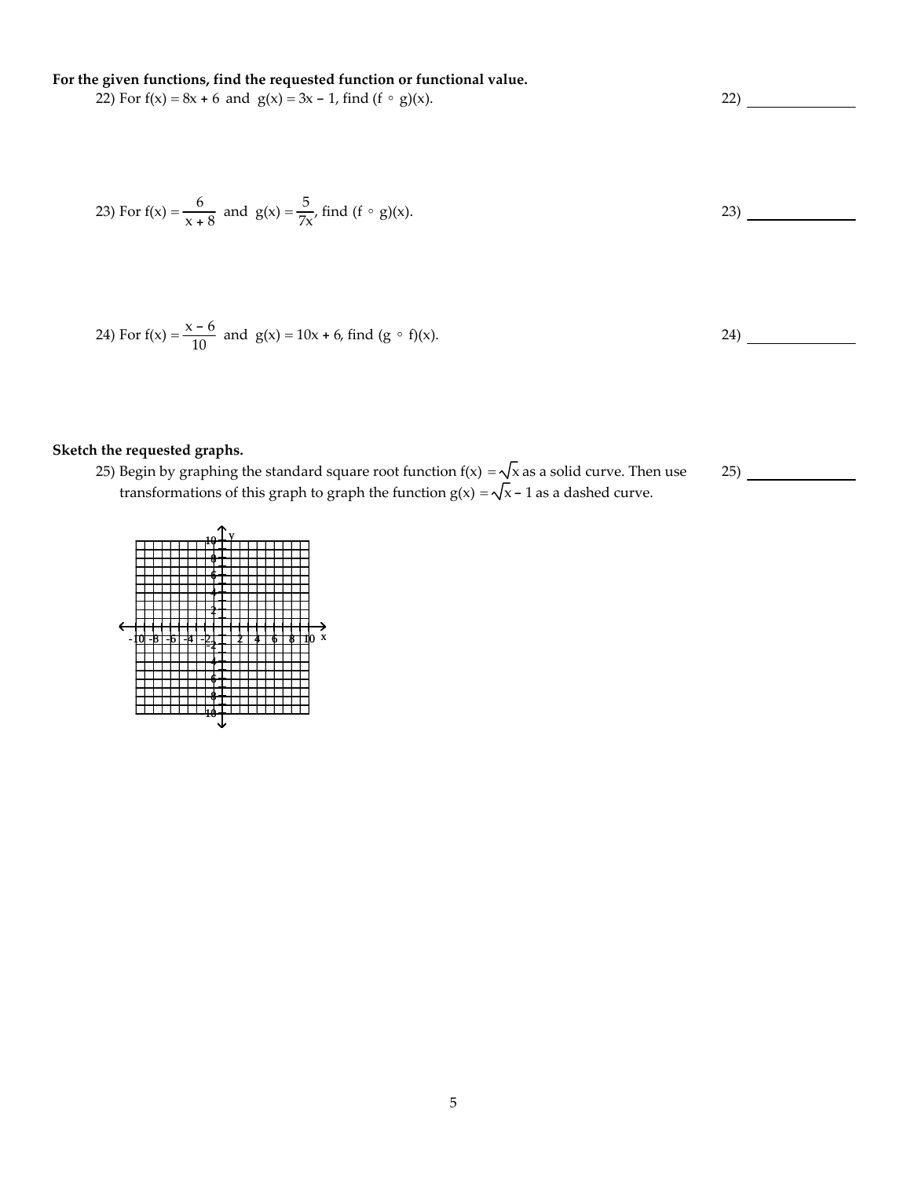**For the given functions, find the requested function or functional value.**

22) For $f(x) = 8x + 6$ and $g(x) = 3x - 1$, find $(f \circ g)(x)$. 22) ______________

23) For $f(x) = \dfrac{6}{x + 8}$ and $g(x) = \dfrac{5}{7x}$, find $(f \circ g)(x)$. 23) ______________

24) For $f(x) = \dfrac{x - 6}{10}$ and $g(x) = 10x + 6$, find $(g \circ f)(x)$. 24) ______________

**Sketch the requested graphs.**

25) Begin by graphing the standard square root function $f(x) = \sqrt{x}$ as a solid curve. Then use transformations of this graph to graph the function $g(x) = \sqrt{x} - 1$ as a dashed curve. 25) ______________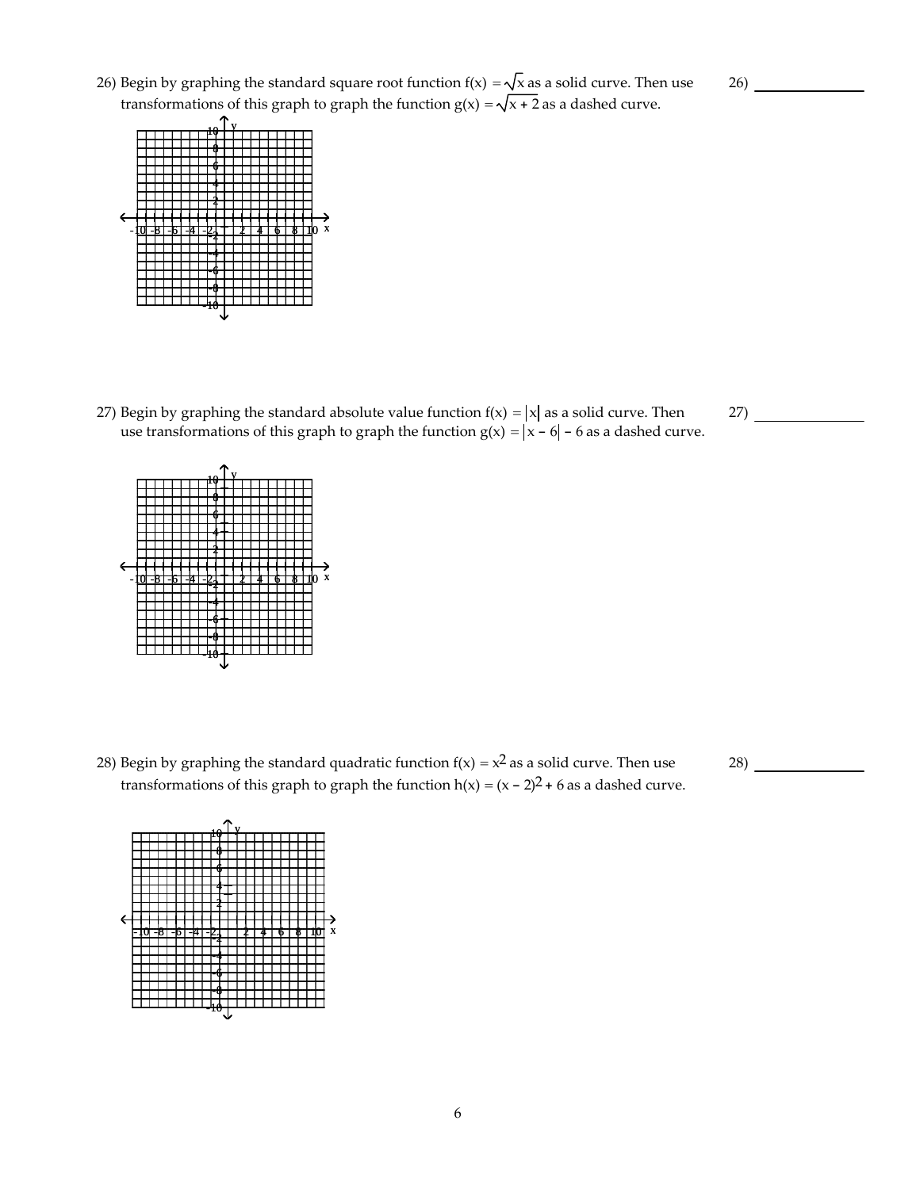26) Begin by graphing the standard square root function $f(x) = \sqrt{x}$ as a solid curve. Then use transformations of this graph to graph the function $g(x) = \sqrt{x + 2}$ as a dashed curve.

26) _______________

27) Begin by graphing the standard absolute value function $f(x) = |x|$ as a solid curve. Then use transformations of this graph to graph the function $g(x) = |x - 6| - 6$ as a dashed curve.

27) _______________

28) Begin by graphing the standard quadratic function $f(x) = x^2$ as a solid curve. Then use transformations of this graph to graph the function $h(x) = (x - 2)^2 + 6$ as a dashed curve.

28) _______________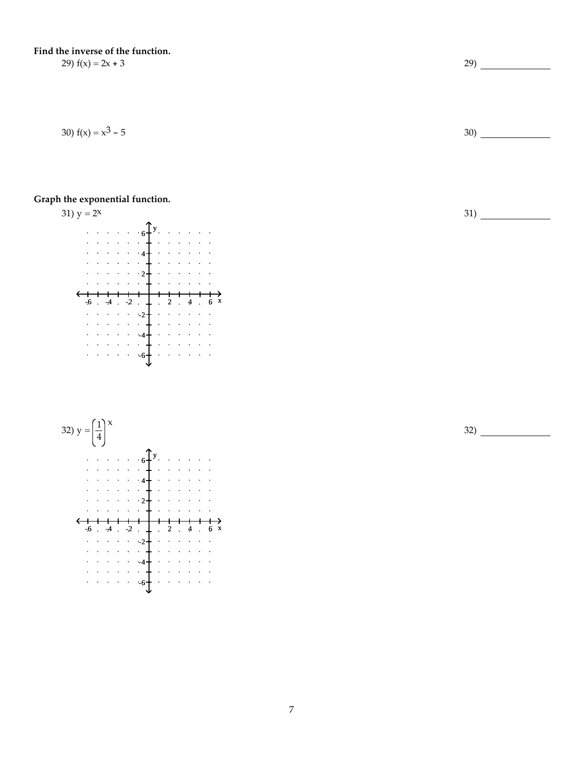**Find the inverse of the function.**

29) $f(x) = 2x + 3$

29) ______________

30) $f(x) = x^3 - 5$

30) ______________

**Graph the exponential function.**

31) $y = 2^x$

31) ______________

32) $y = \left(\frac{1}{4}\right)^x$

32) ______________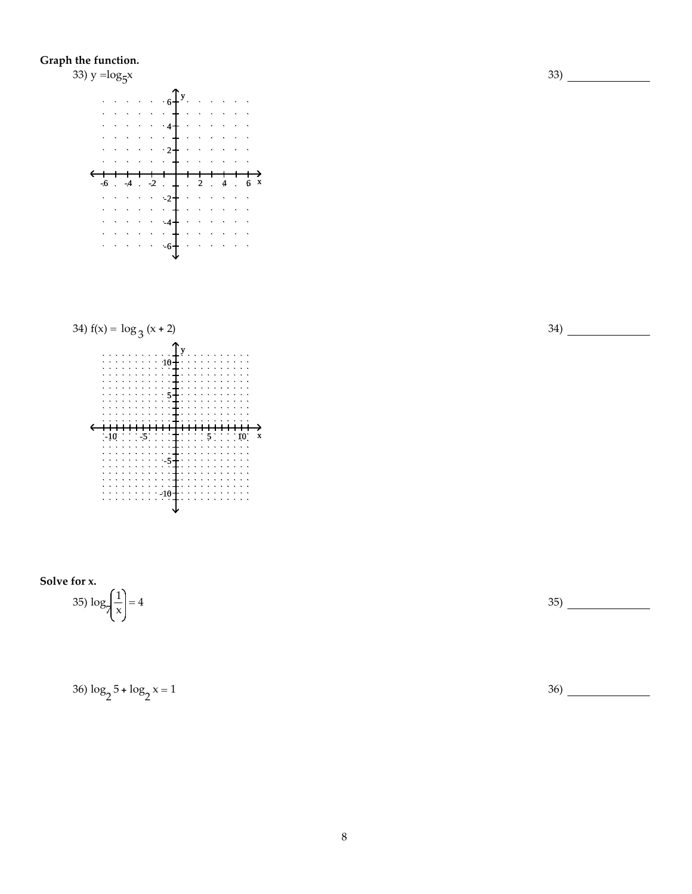**Graph the function.**

33) $y = \log_5 x$

33) _______________

34) $f(x) = \log_3 (x + 2)$

34) _______________

**Solve for x.**

35) $\log_7 \left(\frac{1}{x}\right) = 4$

35) _______________

36) $\log_2 5 + \log_2 x = 1$

36) _______________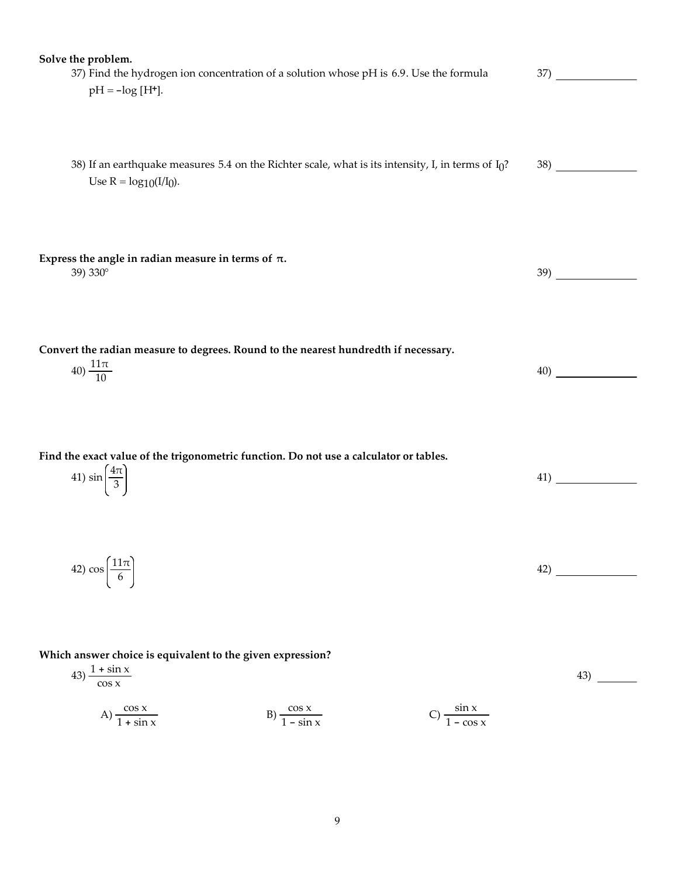**Solve the problem.**

37) Find the hydrogen ion concentration of a solution whose pH is 6.9. Use the formula $pH = -\log [H^+]$.

37) ______________

38) If an earthquake measures 5.4 on the Richter scale, what is its intensity, I, in terms of $I_0$? Use $R = \log_{10}(I/I_0)$.

38) ______________

**Express the angle in radian measure in terms of $\pi$.**

39) 330°

39) ______________

**Convert the radian measure to degrees. Round to the nearest hundredth if necessary.**

40) $\dfrac{11\pi}{10}$

40) ______________

**Find the exact value of the trigonometric function. Do not use a calculator or tables.**

41) $\sin\left(\dfrac{4\pi}{3}\right)$

41) ______________

42) $\cos\left(\dfrac{11\pi}{6}\right)$

42) ______________

**Which answer choice is equivalent to the given expression?**

43) $\dfrac{1 + \sin x}{\cos x}$

43) ________

A) $\dfrac{\cos x}{1 + \sin x}$  B) $\dfrac{\cos x}{1 - \sin x}$  C) $\dfrac{\sin x}{1 - \cos x}$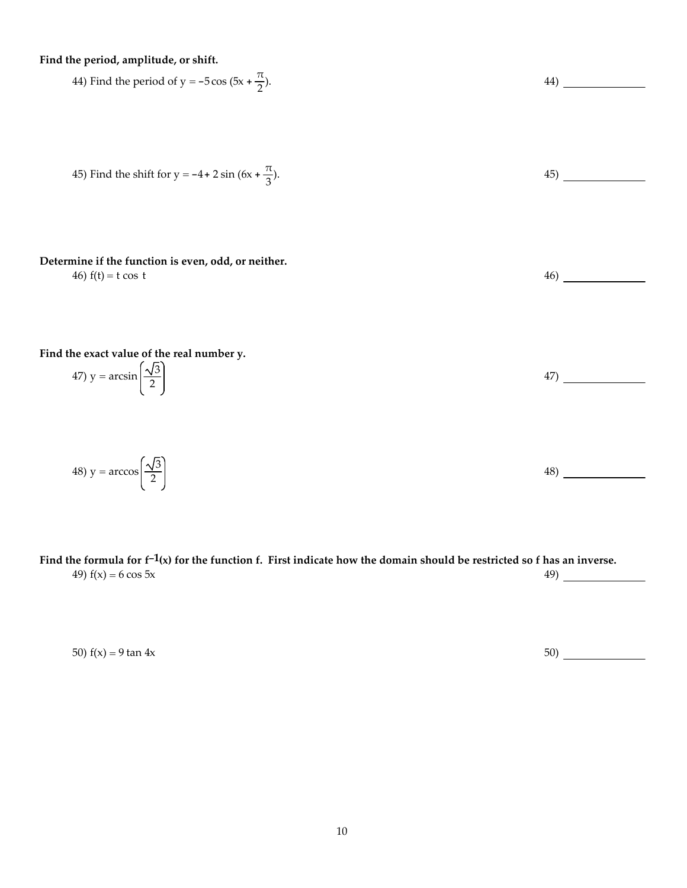**Find the period, amplitude, or shift.**

44) Find the period of $y = -5\cos(5x + \frac{\pi}{2})$.

44) ______________

45) Find the shift for $y = -4 + 2\sin(6x + \frac{\pi}{3})$.

45) ______________

**Determine if the function is even, odd, or neither.**

46) $f(t) = t\cos t$

46) ______________

**Find the exact value of the real number y.**

47) $y = \arcsin\left(\frac{\sqrt{3}}{2}\right)$

47) ______________

48) $y = \arccos\left(\frac{\sqrt{3}}{2}\right)$

48) ______________

**Find the formula for $f^{-1}(x)$ for the function f. First indicate how the domain should be restricted so f has an inverse.**

49) $f(x) = 6\cos 5x$

49) ______________

50) $f(x) = 9\tan 4x$

50) ______________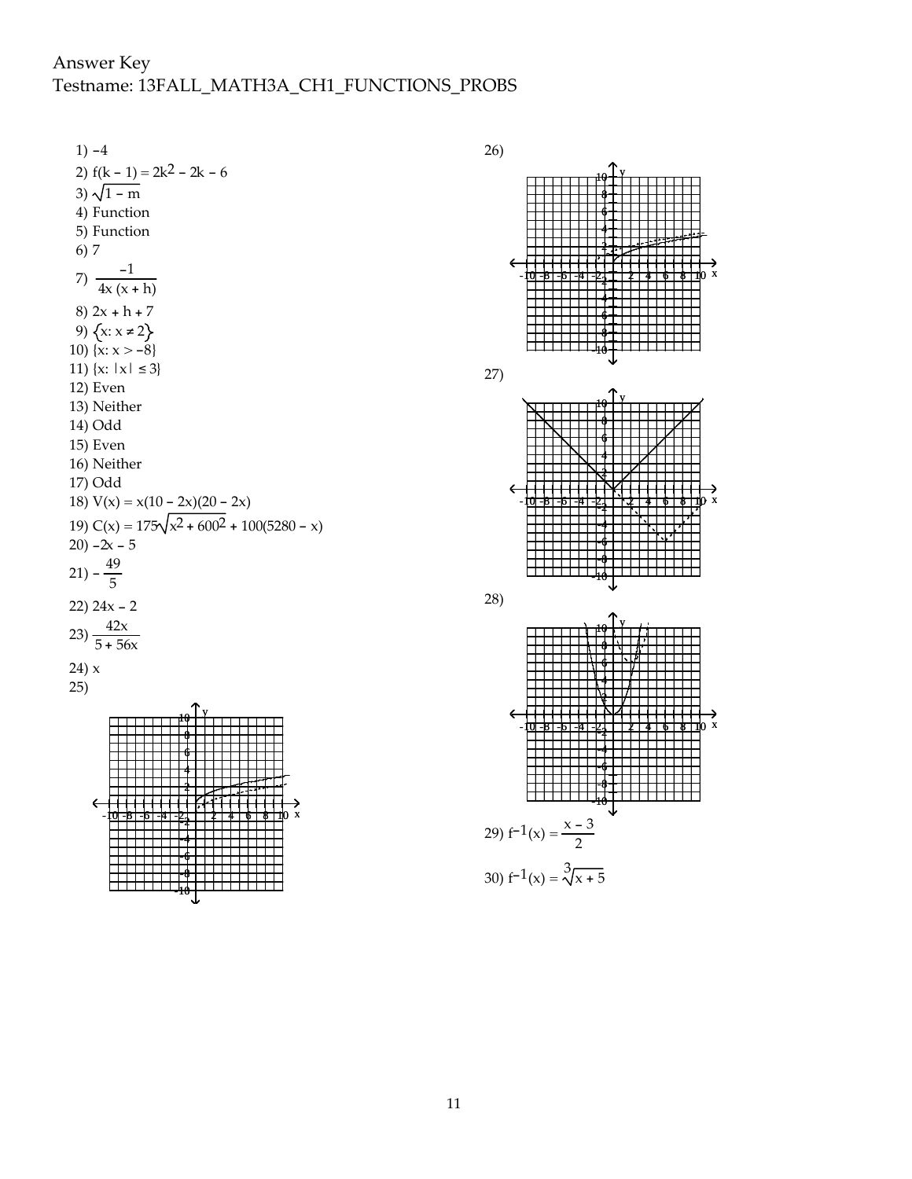Answer Key
Testname: 13FALL_MATH3A_CH1_FUNCTIONS_PROBS

1) $-4$

2) $f(k-1) = 2k^2 - 2k - 6$

3) $\sqrt{1-m}$

4) Function

5) Function

6) 7

7) $\dfrac{-1}{4x(x+h)}$

8) $2x + h + 7$

9) $\{x: x \neq 2\}$

10) $\{x: x > -8\}$

11) $\{x: |x| \leq 3\}$

12) Even

13) Neither

14) Odd

15) Even

16) Neither

17) Odd

18) $V(x) = x(10 - 2x)(20 - 2x)$

19) $C(x) = 175\sqrt{x^2 + 600^2} + 100(5280 - x)$

20) $-2x - 5$

21) $-\dfrac{49}{5}$

22) $24x - 2$

23) $\dfrac{42x}{5 + 56x}$

24) $x$

25)

26)

27)

28)

29) $f^{-1}(x) = \dfrac{x-3}{2}$

30) $f^{-1}(x) = \sqrt[3]{x+5}$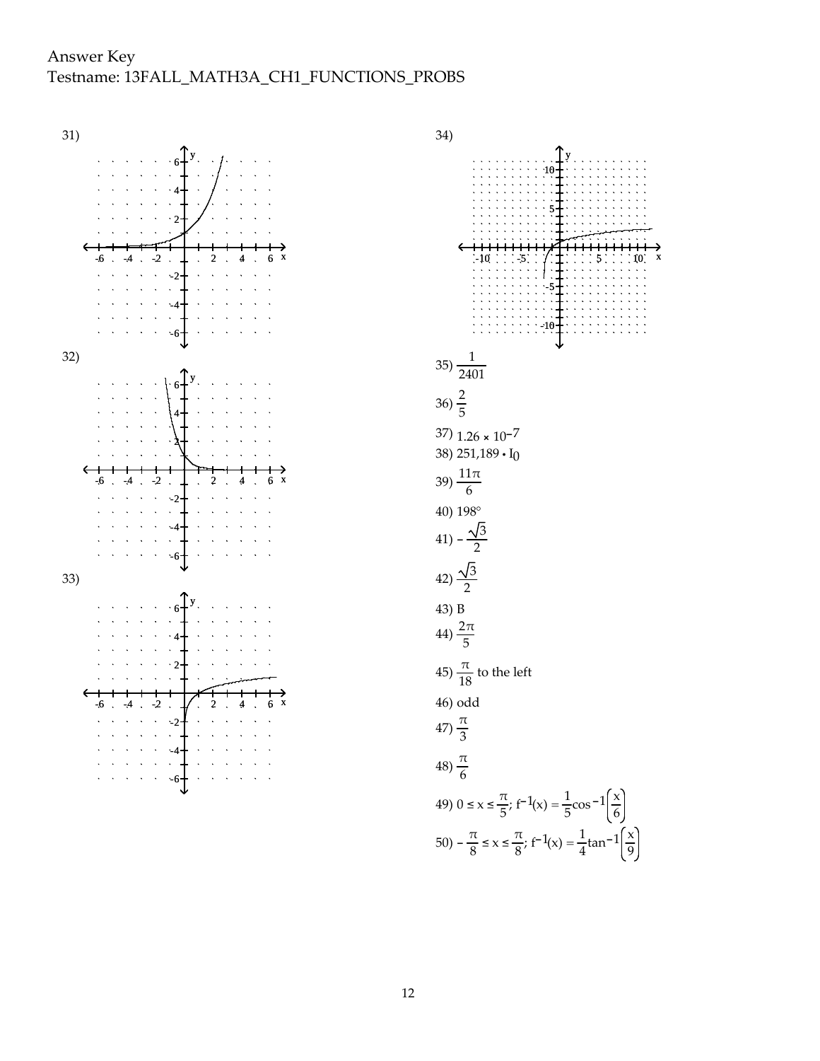Answer Key
Testname: 13FALL_MATH3A_CH1_FUNCTIONS_PROBS

31)

y
6
4
2
-6 -4 -2 2 4 6 x
-2
-4
-6

32)

y
6
4
2
-6 -4 -2 2 4 6 x
-2
-4
-6

33)

y
6
4
2
-6 -4 -2 2 4 6 x
-2
-4
-6

34)

y
10
5
-10 -5 5 10 x
-5
-10

35) $\dfrac{1}{2401}$

36) $\dfrac{2}{5}$

37) $1.26 \times 10^{-7}$

38) $251{,}189 \cdot I_0$

39) $\dfrac{11\pi}{6}$

40) $198°$

41) $-\dfrac{\sqrt{3}}{2}$

42) $\dfrac{\sqrt{3}}{2}$

43) B

44) $\dfrac{2\pi}{5}$

45) $\dfrac{\pi}{18}$ to the left

46) odd

47) $\dfrac{\pi}{3}$

48) $\dfrac{\pi}{6}$

49) $0 \le x \le \dfrac{\pi}{5}$; $f^{-1}(x) = \dfrac{1}{5}\cos^{-1}\left(\dfrac{x}{6}\right)$

50) $-\dfrac{\pi}{8} \le x \le \dfrac{\pi}{8}$; $f^{-1}(x) = \dfrac{1}{4}\tan^{-1}\left(\dfrac{x}{9}\right)$